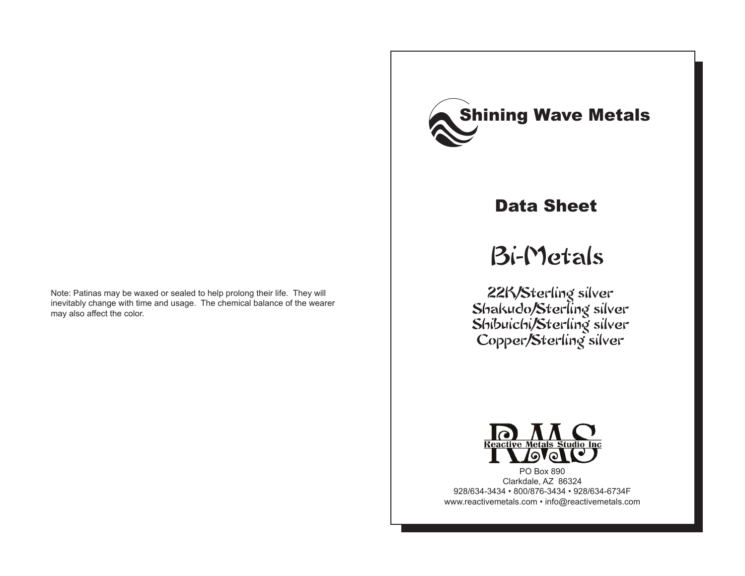Note: Patinas may be waxed or sealed to help prolong their life. They will inevitably change with time and usage. The chemical balance of the wearer may also affect the color.

# Shining Wave Metals

## Data Sheet

# Bi-Metals

22K/Sterling silver
Shakudo/Sterling silver
Shibuichi/Sterling silver
Copper/Sterling silver

RMS
Reactive Metals Studio Inc

PO Box 890
Clarkdale, AZ 86324
928/634-3434 • 800/876-3434 • 928/634-6734F
www.reactivemetals.com • info@reactivemetals.com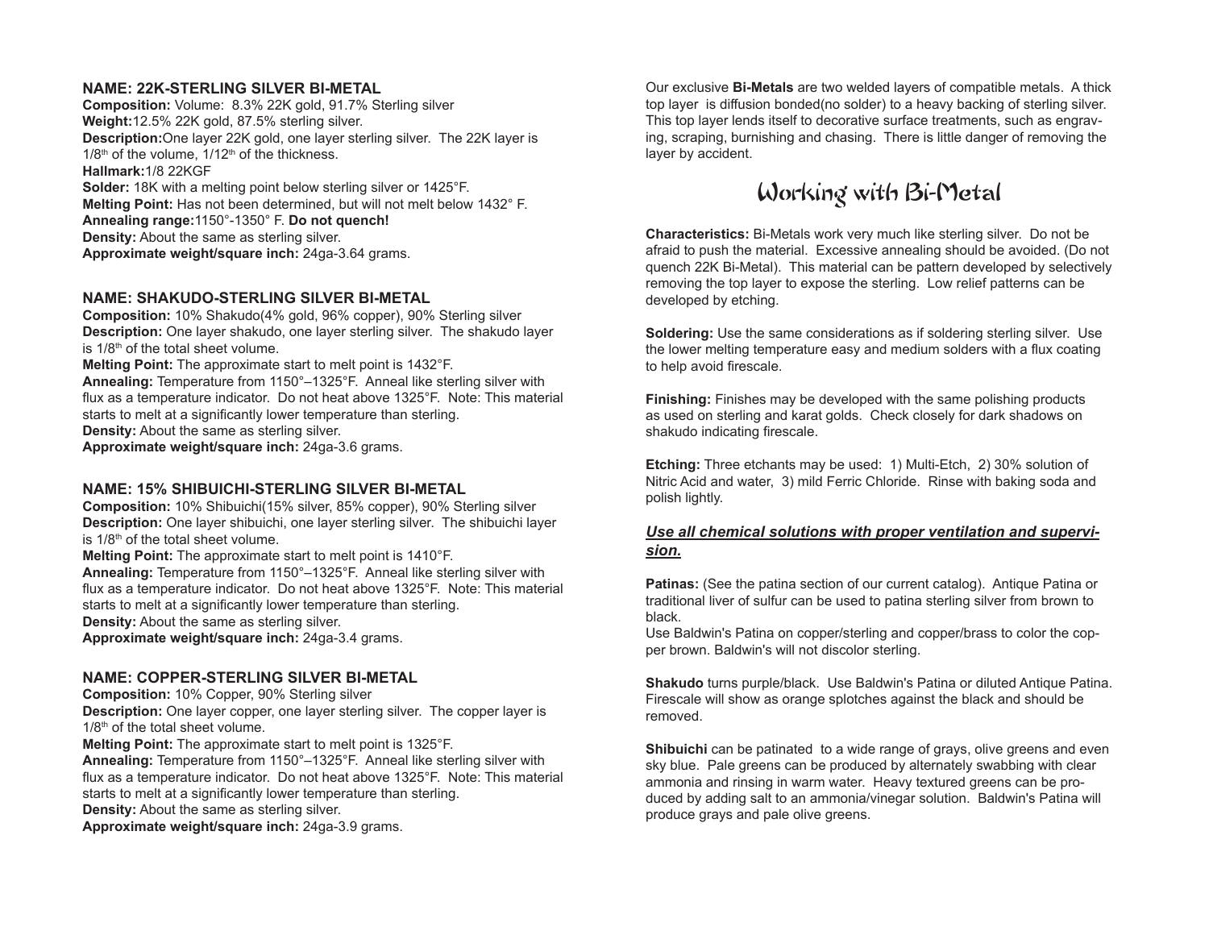## NAME: 22K-STERLING SILVER BI-METAL

**Composition:** Volume: 8.3% 22K gold, 91.7% Sterling silver
**Weight:** 12.5% 22K gold, 87.5% sterling silver.
**Description:** One layer 22K gold, one layer sterling silver. The 22K layer is 1/8th of the volume, 1/12th of the thickness.
**Hallmark:** 1/8 22KGF
**Solder:** 18K with a melting point below sterling silver or 1425°F.
**Melting Point:** Has not been determined, but will not melt below 1432° F.
**Annealing range:** 1150°-1350° F. **Do not quench!**
**Density:** About the same as sterling silver.
**Approximate weight/square inch:** 24ga-3.64 grams.

## NAME: SHAKUDO-STERLING SILVER BI-METAL

**Composition:** 10% Shakudo(4% gold, 96% copper), 90% Sterling silver
**Description:** One layer shakudo, one layer sterling silver. The shakudo layer is 1/8th of the total sheet volume.
**Melting Point:** The approximate start to melt point is 1432°F.
**Annealing:** Temperature from 1150°–1325°F. Anneal like sterling silver with flux as a temperature indicator. Do not heat above 1325°F. Note: This material starts to melt at a significantly lower temperature than sterling.
**Density:** About the same as sterling silver.
**Approximate weight/square inch:** 24ga-3.6 grams.

## NAME: 15% SHIBUICHI-STERLING SILVER BI-METAL

**Composition:** 10% Shibuichi(15% silver, 85% copper), 90% Sterling silver
**Description:** One layer shibuichi, one layer sterling silver. The shibuichi layer is 1/8th of the total sheet volume.
**Melting Point:** The approximate start to melt point is 1410°F.
**Annealing:** Temperature from 1150°–1325°F. Anneal like sterling silver with flux as a temperature indicator. Do not heat above 1325°F. Note: This material starts to melt at a significantly lower temperature than sterling.
**Density:** About the same as sterling silver.
**Approximate weight/square inch:** 24ga-3.4 grams.

## NAME: COPPER-STERLING SILVER BI-METAL

**Composition:** 10% Copper, 90% Sterling silver
**Description:** One layer copper, one layer sterling silver. The copper layer is 1/8th of the total sheet volume.
**Melting Point:** The approximate start to melt point is 1325°F.
**Annealing:** Temperature from 1150°–1325°F. Anneal like sterling silver with flux as a temperature indicator. Do not heat above 1325°F. Note: This material starts to melt at a significantly lower temperature than sterling.
**Density:** About the same as sterling silver.
**Approximate weight/square inch:** 24ga-3.9 grams.

Our exclusive **Bi-Metals** are two welded layers of compatible metals. A thick top layer is diffusion bonded(no solder) to a heavy backing of sterling silver. This top layer lends itself to decorative surface treatments, such as engraving, scraping, burnishing and chasing. There is little danger of removing the layer by accident.

# Working with Bi-Metal

**Characteristics:** Bi-Metals work very much like sterling silver. Do not be afraid to push the material. Excessive annealing should be avoided. (Do not quench 22K Bi-Metal). This material can be pattern developed by selectively removing the top layer to expose the sterling. Low relief patterns can be developed by etching.

**Soldering:** Use the same considerations as if soldering sterling silver. Use the lower melting temperature easy and medium solders with a flux coating to help avoid firescale.

**Finishing:** Finishes may be developed with the same polishing products as used on sterling and karat golds. Check closely for dark shadows on shakudo indicating firescale.

**Etching:** Three etchants may be used: 1) Multi-Etch, 2) 30% solution of Nitric Acid and water, 3) mild Ferric Chloride. Rinse with baking soda and polish lightly.

***Use all chemical solutions with proper ventilation and supervision.***

**Patinas:** (See the patina section of our current catalog). Antique Patina or traditional liver of sulfur can be used to patina sterling silver from brown to black.
Use Baldwin's Patina on copper/sterling and copper/brass to color the copper brown. Baldwin's will not discolor sterling.

**Shakudo** turns purple/black. Use Baldwin's Patina or diluted Antique Patina. Firescale will show as orange splotches against the black and should be removed.

**Shibuichi** can be patinated to a wide range of grays, olive greens and even sky blue. Pale greens can be produced by alternately swabbing with clear ammonia and rinsing in warm water. Heavy textured greens can be produced by adding salt to an ammonia/vinegar solution. Baldwin's Patina will produce grays and pale olive greens.